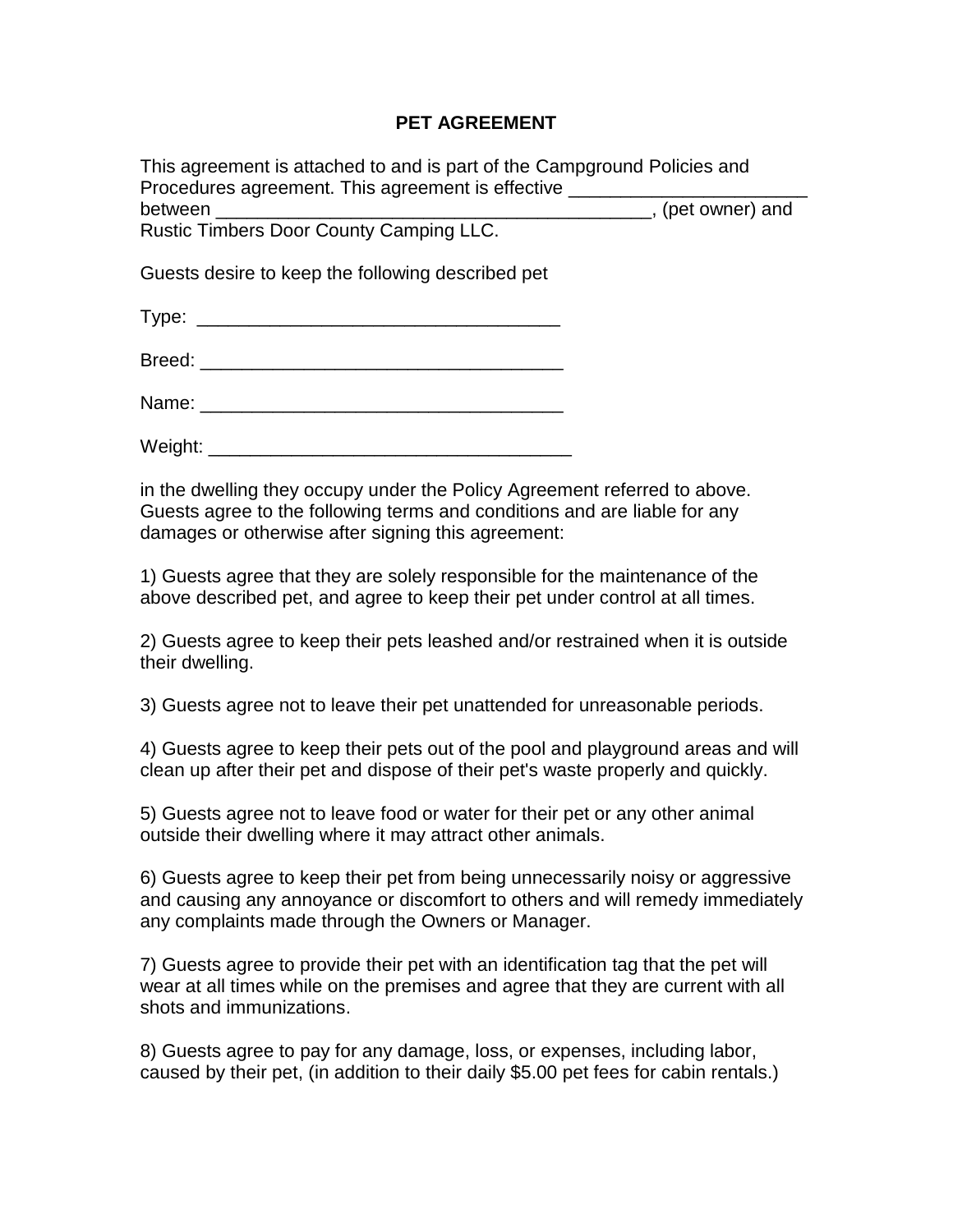# PET AGREEMENT

This agreement is attached to and is part of the Campground Policies and Procedures agreement. This agreement is effective ________________________ between ____________________________________________, (pet owner) and Rustic Timbers Door County Camping LLC.

Guests desire to keep the following described pet

Type: ___________________________________

Breed: ___________________________________

Name: ___________________________________

Weight: ___________________________________

in the dwelling they occupy under the Policy Agreement referred to above. Guests agree to the following terms and conditions and are liable for any damages or otherwise after signing this agreement:

1) Guests agree that they are solely responsible for the maintenance of the above described pet, and agree to keep their pet under control at all times.

2) Guests agree to keep their pets leashed and/or restrained when it is outside their dwelling.

3) Guests agree not to leave their pet unattended for unreasonable periods.

4) Guests agree to keep their pets out of the pool and playground areas and will clean up after their pet and dispose of their pet's waste properly and quickly.

5) Guests agree not to leave food or water for their pet or any other animal outside their dwelling where it may attract other animals.

6) Guests agree to keep their pet from being unnecessarily noisy or aggressive and causing any annoyance or discomfort to others and will remedy immediately any complaints made through the Owners or Manager.

7) Guests agree to provide their pet with an identification tag that the pet will wear at all times while on the premises and agree that they are current with all shots and immunizations.

8) Guests agree to pay for any damage, loss, or expenses, including labor, caused by their pet, (in addition to their daily $5.00 pet fees for cabin rentals.)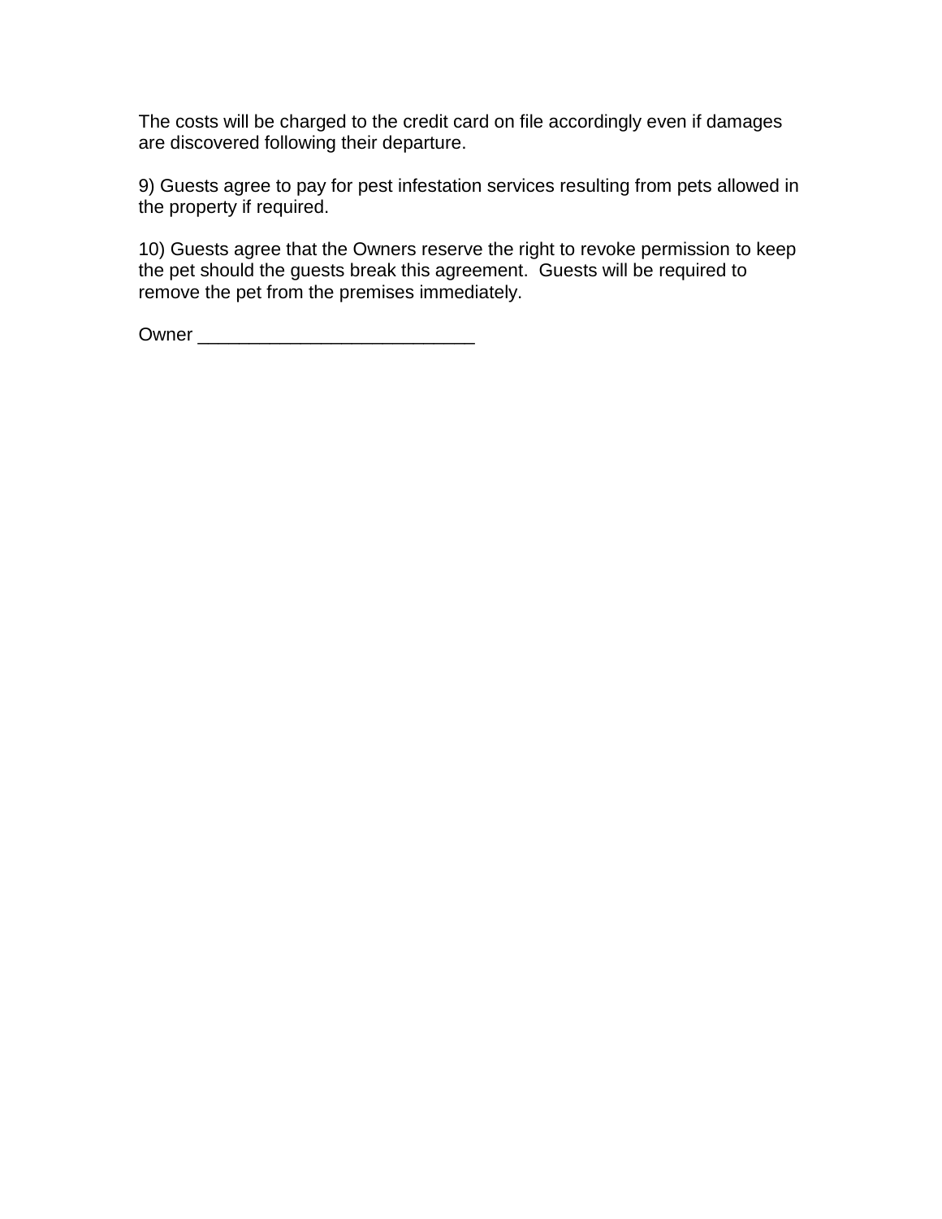The costs will be charged to the credit card on file accordingly even if damages are discovered following their departure.

9) Guests agree to pay for pest infestation services resulting from pets allowed in the property if required.

10) Guests agree that the Owners reserve the right to revoke permission to keep the pet should the guests break this agreement.  Guests will be required to remove the pet from the premises immediately.

Owner ___________________________